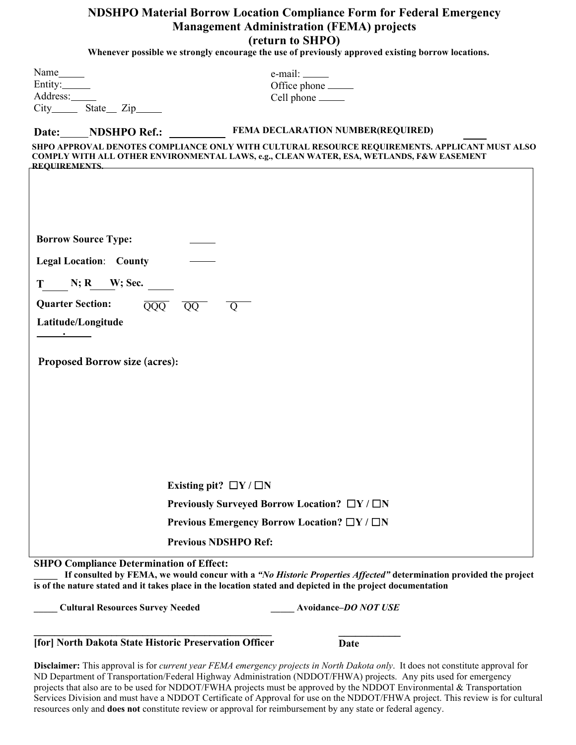# NDSHPO Material Borrow Location Compliance Form for Federal Emergency Management Administration (FEMA) projects

## (return to SHPO)

**Whenever possible we strongly encourage the use of previously approved existing borrow locations.**

Name_____
Entity:_____
Address:_____
City_____ State__ Zip_____

e-mail: _____
Office phone _____
Cell phone _____

**Date:_____ NDSHPO Ref.: __________ FEMA DECLARATION NUMBER(REQUIRED) ____**

**SHPO APPROVAL DENOTES COMPLIANCE ONLY WITH CULTURAL RESOURCE REQUIREMENTS. APPLICANT MUST ALSO COMPLY WITH ALL OTHER ENVIRONMENTAL LAWS, e.g., CLEAN WATER, ESA, WETLANDS, F&W EASEMENT REQUIREMENTS.**

**Borrow Source Type:** _____

**Legal Location**: **County** _____

**T**_____ **N; R**____**W; Sec.** _____

**Quarter Section:** ____ QQQ ____ QQ ____ Q

**Latitude/Longitude**

_____._____

**Proposed Borrow size (acres):**

**Existing pit? ☐Y / ☐N**

**Previously Surveyed Borrow Location? ☐Y / ☐N**

**Previous Emergency Borrow Location? ☐Y / ☐N**

**Previous NDSHPO Ref:**

**SHPO Compliance Determination of Effect:**

_____ **If consulted by FEMA, we would concur with a *"No Historic Properties Affected"* determination provided the project is of the nature stated and it takes place in the location stated and depicted in the project documentation**

_____ **Cultural Resources Survey Needed** _____ **Avoidance–*DO NOT USE***

______________________________________________ ____________

**[for] North Dakota State Historic Preservation Officer** **Date**

**Disclaimer:** This approval is for *current year FEMA emergency projects in North Dakota only*. It does not constitute approval for ND Department of Transportation/Federal Highway Administration (NDDOT/FHWA) projects. Any pits used for emergency projects that also are to be used for NDDOT/FWHA projects must be approved by the NDDOT Environmental & Transportation Services Division and must have a NDDOT Certificate of Approval for use on the NDDOT/FHWA project. This review is for cultural resources only and **does not** constitute review or approval for reimbursement by any state or federal agency.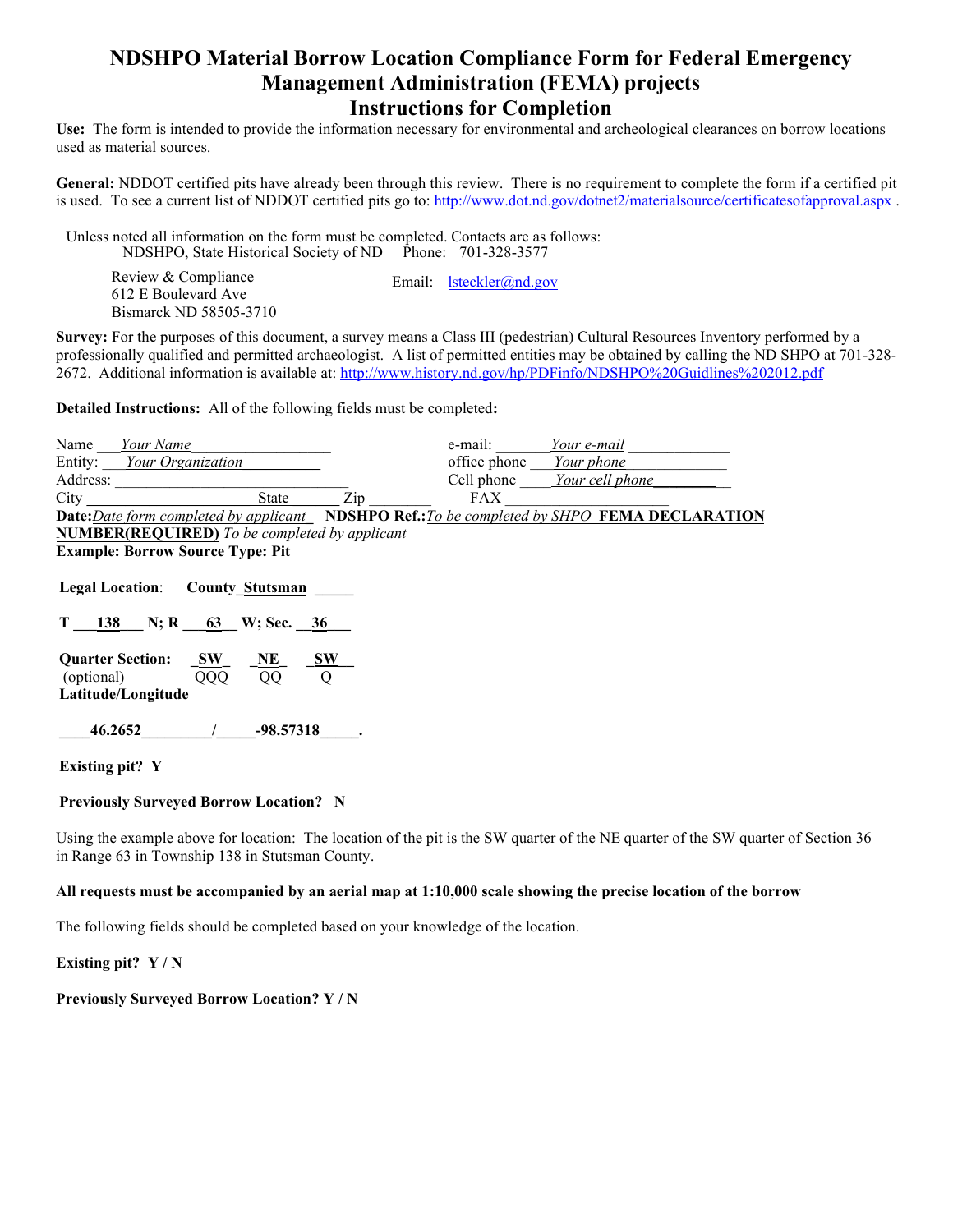# NDSHPO Material Borrow Location Compliance Form for Federal Emergency Management Administration (FEMA) projects

## Instructions for Completion

**Use:** The form is intended to provide the information necessary for environmental and archeological clearances on borrow locations used as material sources.

**General:** NDDOT certified pits have already been through this review. There is no requirement to complete the form if a certified pit is used. To see a current list of NDDOT certified pits go to: http://www.dot.nd.gov/dotnet2/materialsource/certificatesofapproval.aspx .

Unless noted all information on the form must be completed. Contacts are as follows:

NDSHPO, State Historical Society of ND    Phone: 701-328-3577

Review & Compliance
612 E Boulevard Ave
Bismarck ND 58505-3710

Email: lsteckler@nd.gov

**Survey:** For the purposes of this document, a survey means a Class III (pedestrian) Cultural Resources Inventory performed by a professionally qualified and permitted archaeologist. A list of permitted entities may be obtained by calling the ND SHPO at 701-328-2672. Additional information is available at: http://www.history.nd.gov/hp/PDFinfo/NDSHPO%20Guidlines%202012.pdf

**Detailed Instructions:** All of the following fields must be completed**:**

Name ___*Your Name*___________________    e-mail: _______*Your e-mail*_____________
Entity: ___*Your Organization*___________    office phone ___*Your phone*_____________
Address: ______________________________    Cell phone ____*Your cell phone*_________
City ______________________ State _______ Zip ________    FAX _____________________

**Date:***Date form completed by applicant*  **NDSHPO Ref.:***To be completed by SHPO* **FEMA DECLARATION NUMBER(REQUIRED)** *To be completed by applicant*

**Example: Borrow Source Type: Pit**

**Legal Location**: **County_Stutsman_____**

**T \_\_\_138\_\_\_ N; R \_\_\_63\_\_ W; Sec. \_\_36\_\_\_**

**Quarter Section:** _SW_ _NE_ _SW_
(optional) QQQ QQ Q
**Latitude/Longitude**

**____46.2652_________/_____-98.57318_____.**

**Existing pit? Y**

**Previously Surveyed Borrow Location? N**

Using the example above for location: The location of the pit is the SW quarter of the NE quarter of the SW quarter of Section 36 in Range 63 in Township 138 in Stutsman County.

**All requests must be accompanied by an aerial map at 1:10,000 scale showing the precise location of the borrow**

The following fields should be completed based on your knowledge of the location.

**Existing pit? Y / N**

**Previously Surveyed Borrow Location? Y / N**